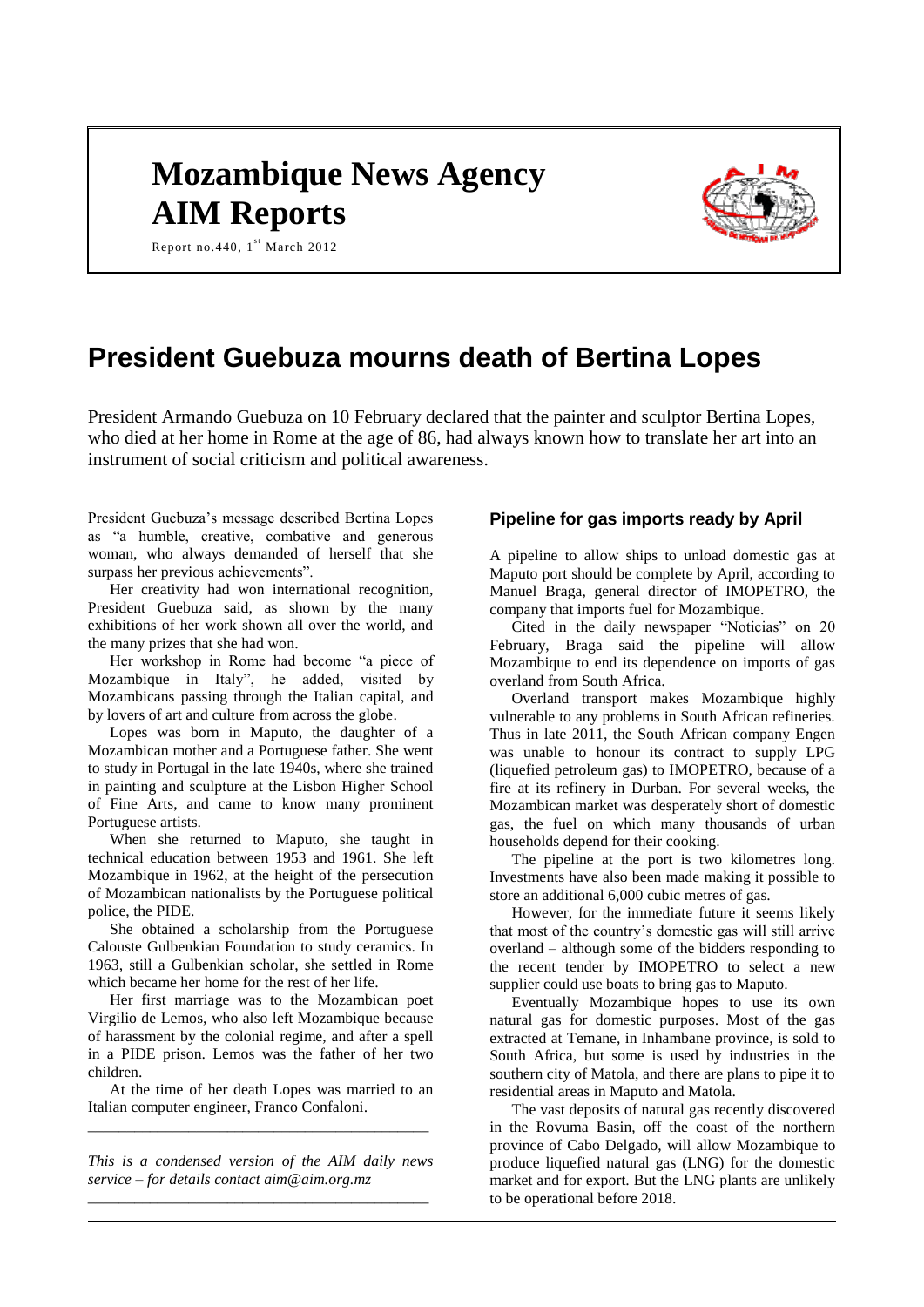# Mozambique News Agency
# AIM Reports

Report no.440, 1st March 2012

# President Guebuza mourns death of Bertina Lopes

President Armando Guebuza on 10 February declared that the painter and sculptor Bertina Lopes, who died at her home in Rome at the age of 86, had always known how to translate her art into an instrument of social criticism and political awareness.

President Guebuza's message described Bertina Lopes as "a humble, creative, combative and generous woman, who always demanded of herself that she surpass her previous achievements".

Her creativity had won international recognition, President Guebuza said, as shown by the many exhibitions of her work shown all over the world, and the many prizes that she had won.

Her workshop in Rome had become "a piece of Mozambique in Italy", he added, visited by Mozambicans passing through the Italian capital, and by lovers of art and culture from across the globe.

Lopes was born in Maputo, the daughter of a Mozambican mother and a Portuguese father. She went to study in Portugal in the late 1940s, where she trained in painting and sculpture at the Lisbon Higher School of Fine Arts, and came to know many prominent Portuguese artists.

When she returned to Maputo, she taught in technical education between 1953 and 1961. She left Mozambique in 1962, at the height of the persecution of Mozambican nationalists by the Portuguese political police, the PIDE.

She obtained a scholarship from the Portuguese Calouste Gulbenkian Foundation to study ceramics. In 1963, still a Gulbenkian scholar, she settled in Rome which became her home for the rest of her life.

Her first marriage was to the Mozambican poet Virgilio de Lemos, who also left Mozambique because of harassment by the colonial regime, and after a spell in a PIDE prison. Lemos was the father of her two children.

At the time of her death Lopes was married to an Italian computer engineer, Franco Confaloni.

---

*This is a condensed version of the AIM daily news service – for details contact aim@aim.org.mz*

---

### Pipeline for gas imports ready by April

A pipeline to allow ships to unload domestic gas at Maputo port should be complete by April, according to Manuel Braga, general director of IMOPETRO, the company that imports fuel for Mozambique.

Cited in the daily newspaper "Noticias" on 20 February, Braga said the pipeline will allow Mozambique to end its dependence on imports of gas overland from South Africa.

Overland transport makes Mozambique highly vulnerable to any problems in South African refineries. Thus in late 2011, the South African company Engen was unable to honour its contract to supply LPG (liquefied petroleum gas) to IMOPETRO, because of a fire at its refinery in Durban. For several weeks, the Mozambican market was desperately short of domestic gas, the fuel on which many thousands of urban households depend for their cooking.

The pipeline at the port is two kilometres long. Investments have also been made making it possible to store an additional 6,000 cubic metres of gas.

However, for the immediate future it seems likely that most of the country's domestic gas will still arrive overland – although some of the bidders responding to the recent tender by IMOPETRO to select a new supplier could use boats to bring gas to Maputo.

Eventually Mozambique hopes to use its own natural gas for domestic purposes. Most of the gas extracted at Temane, in Inhambane province, is sold to South Africa, but some is used by industries in the southern city of Matola, and there are plans to pipe it to residential areas in Maputo and Matola.

The vast deposits of natural gas recently discovered in the Rovuma Basin, off the coast of the northern province of Cabo Delgado, will allow Mozambique to produce liquefied natural gas (LNG) for the domestic market and for export. But the LNG plants are unlikely to be operational before 2018.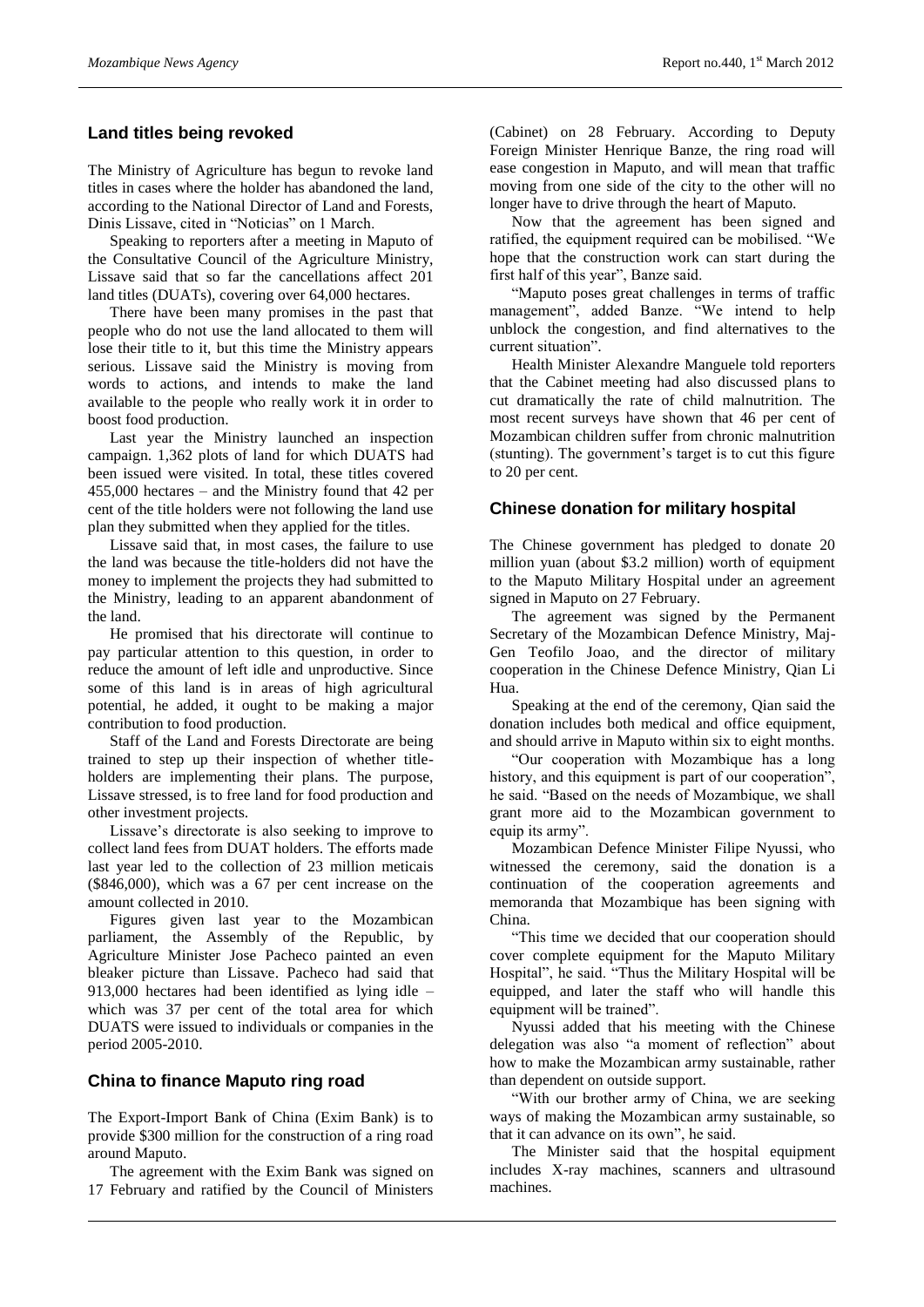## Land titles being revoked

The Ministry of Agriculture has begun to revoke land titles in cases where the holder has abandoned the land, according to the National Director of Land and Forests, Dinis Lissave, cited in "Noticias" on 1 March.

Speaking to reporters after a meeting in Maputo of the Consultative Council of the Agriculture Ministry, Lissave said that so far the cancellations affect 201 land titles (DUATs), covering over 64,000 hectares.

There have been many promises in the past that people who do not use the land allocated to them will lose their title to it, but this time the Ministry appears serious. Lissave said the Ministry is moving from words to actions, and intends to make the land available to the people who really work it in order to boost food production.

Last year the Ministry launched an inspection campaign. 1,362 plots of land for which DUATS had been issued were visited. In total, these titles covered 455,000 hectares – and the Ministry found that 42 per cent of the title holders were not following the land use plan they submitted when they applied for the titles.

Lissave said that, in most cases, the failure to use the land was because the title-holders did not have the money to implement the projects they had submitted to the Ministry, leading to an apparent abandonment of the land.

He promised that his directorate will continue to pay particular attention to this question, in order to reduce the amount of left idle and unproductive. Since some of this land is in areas of high agricultural potential, he added, it ought to be making a major contribution to food production.

Staff of the Land and Forests Directorate are being trained to step up their inspection of whether title-holders are implementing their plans. The purpose, Lissave stressed, is to free land for food production and other investment projects.

Lissave's directorate is also seeking to improve to collect land fees from DUAT holders. The efforts made last year led to the collection of 23 million meticais ($846,000), which was a 67 per cent increase on the amount collected in 2010.

Figures given last year to the Mozambican parliament, the Assembly of the Republic, by Agriculture Minister Jose Pacheco painted an even bleaker picture than Lissave. Pacheco had said that 913,000 hectares had been identified as lying idle – which was 37 per cent of the total area for which DUATS were issued to individuals or companies in the period 2005-2010.

## China to finance Maputo ring road

The Export-Import Bank of China (Exim Bank) is to provide $300 million for the construction of a ring road around Maputo.

The agreement with the Exim Bank was signed on 17 February and ratified by the Council of Ministers (Cabinet) on 28 February. According to Deputy Foreign Minister Henrique Banze, the ring road will ease congestion in Maputo, and will mean that traffic moving from one side of the city to the other will no longer have to drive through the heart of Maputo.

Now that the agreement has been signed and ratified, the equipment required can be mobilised. "We hope that the construction work can start during the first half of this year", Banze said.

"Maputo poses great challenges in terms of traffic management", added Banze. "We intend to help unblock the congestion, and find alternatives to the current situation".

Health Minister Alexandre Manguele told reporters that the Cabinet meeting had also discussed plans to cut dramatically the rate of child malnutrition. The most recent surveys have shown that 46 per cent of Mozambican children suffer from chronic malnutrition (stunting). The government's target is to cut this figure to 20 per cent.

## Chinese donation for military hospital

The Chinese government has pledged to donate 20 million yuan (about $3.2 million) worth of equipment to the Maputo Military Hospital under an agreement signed in Maputo on 27 February.

The agreement was signed by the Permanent Secretary of the Mozambican Defence Ministry, Maj-Gen Teofilo Joao, and the director of military cooperation in the Chinese Defence Ministry, Qian Li Hua.

Speaking at the end of the ceremony, Qian said the donation includes both medical and office equipment, and should arrive in Maputo within six to eight months.

"Our cooperation with Mozambique has a long history, and this equipment is part of our cooperation", he said. "Based on the needs of Mozambique, we shall grant more aid to the Mozambican government to equip its army".

Mozambican Defence Minister Filipe Nyussi, who witnessed the ceremony, said the donation is a continuation of the cooperation agreements and memoranda that Mozambique has been signing with China.

"This time we decided that our cooperation should cover complete equipment for the Maputo Military Hospital", he said. "Thus the Military Hospital will be equipped, and later the staff who will handle this equipment will be trained".

Nyussi added that his meeting with the Chinese delegation was also "a moment of reflection" about how to make the Mozambican army sustainable, rather than dependent on outside support.

"With our brother army of China, we are seeking ways of making the Mozambican army sustainable, so that it can advance on its own", he said.

The Minister said that the hospital equipment includes X-ray machines, scanners and ultrasound machines.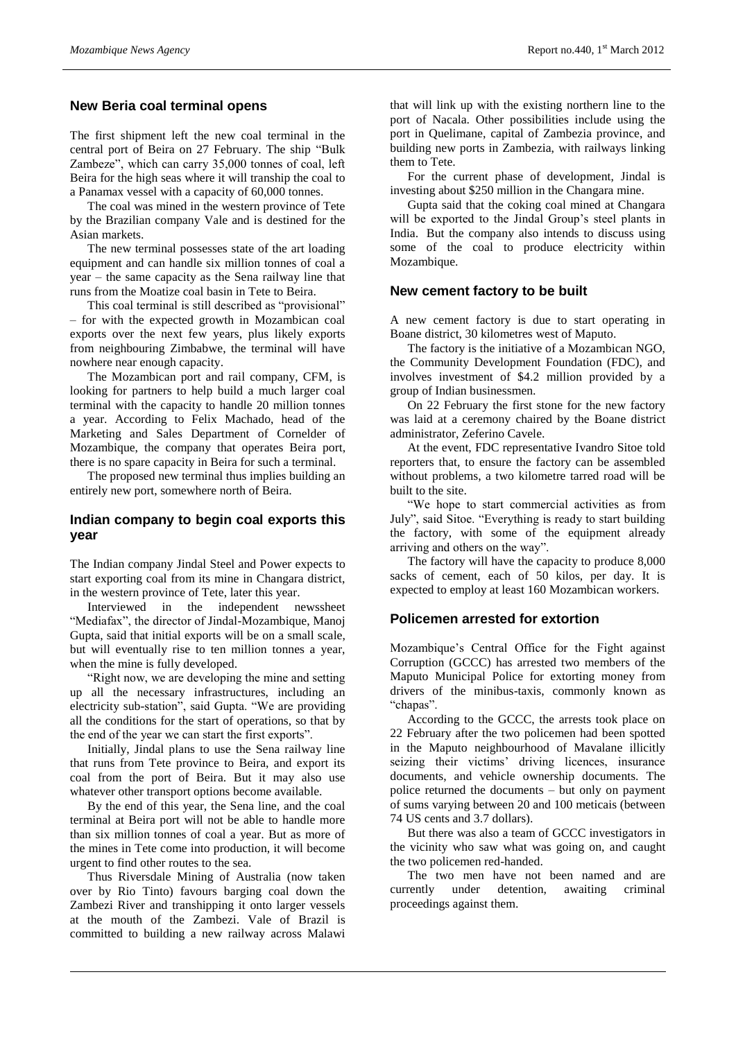## New Beria coal terminal opens

The first shipment left the new coal terminal in the central port of Beira on 27 February. The ship "Bulk Zambeze", which can carry 35,000 tonnes of coal, left Beira for the high seas where it will tranship the coal to a Panamax vessel with a capacity of 60,000 tonnes.

The coal was mined in the western province of Tete by the Brazilian company Vale and is destined for the Asian markets.

The new terminal possesses state of the art loading equipment and can handle six million tonnes of coal a year – the same capacity as the Sena railway line that runs from the Moatize coal basin in Tete to Beira.

This coal terminal is still described as "provisional" – for with the expected growth in Mozambican coal exports over the next few years, plus likely exports from neighbouring Zimbabwe, the terminal will have nowhere near enough capacity.

The Mozambican port and rail company, CFM, is looking for partners to help build a much larger coal terminal with the capacity to handle 20 million tonnes a year. According to Felix Machado, head of the Marketing and Sales Department of Cornelder of Mozambique, the company that operates Beira port, there is no spare capacity in Beira for such a terminal.

The proposed new terminal thus implies building an entirely new port, somewhere north of Beira.

## Indian company to begin coal exports this year

The Indian company Jindal Steel and Power expects to start exporting coal from its mine in Changara district, in the western province of Tete, later this year.

Interviewed in the independent newssheet "Mediafax", the director of Jindal-Mozambique, Manoj Gupta, said that initial exports will be on a small scale, but will eventually rise to ten million tonnes a year, when the mine is fully developed.

"Right now, we are developing the mine and setting up all the necessary infrastructures, including an electricity sub-station", said Gupta. "We are providing all the conditions for the start of operations, so that by the end of the year we can start the first exports".

Initially, Jindal plans to use the Sena railway line that runs from Tete province to Beira, and export its coal from the port of Beira. But it may also use whatever other transport options become available.

By the end of this year, the Sena line, and the coal terminal at Beira port will not be able to handle more than six million tonnes of coal a year. But as more of the mines in Tete come into production, it will become urgent to find other routes to the sea.

Thus Riversdale Mining of Australia (now taken over by Rio Tinto) favours barging coal down the Zambezi River and transhipping it onto larger vessels at the mouth of the Zambezi. Vale of Brazil is committed to building a new railway across Malawi that will link up with the existing northern line to the port of Nacala. Other possibilities include using the port in Quelimane, capital of Zambezia province, and building new ports in Zambezia, with railways linking them to Tete.

For the current phase of development, Jindal is investing about \$250 million in the Changara mine.

Gupta said that the coking coal mined at Changara will be exported to the Jindal Group's steel plants in India. But the company also intends to discuss using some of the coal to produce electricity within Mozambique.

## New cement factory to be built

A new cement factory is due to start operating in Boane district, 30 kilometres west of Maputo.

The factory is the initiative of a Mozambican NGO, the Community Development Foundation (FDC), and involves investment of \$4.2 million provided by a group of Indian businessmen.

On 22 February the first stone for the new factory was laid at a ceremony chaired by the Boane district administrator, Zeferino Cavele.

At the event, FDC representative Ivandro Sitoe told reporters that, to ensure the factory can be assembled without problems, a two kilometre tarred road will be built to the site.

"We hope to start commercial activities as from July", said Sitoe. "Everything is ready to start building the factory, with some of the equipment already arriving and others on the way".

The factory will have the capacity to produce 8,000 sacks of cement, each of 50 kilos, per day. It is expected to employ at least 160 Mozambican workers.

## Policemen arrested for extortion

Mozambique's Central Office for the Fight against Corruption (GCCC) has arrested two members of the Maputo Municipal Police for extorting money from drivers of the minibus-taxis, commonly known as "chapas".

According to the GCCC, the arrests took place on 22 February after the two policemen had been spotted in the Maputo neighbourhood of Mavalane illicitly seizing their victims' driving licences, insurance documents, and vehicle ownership documents. The police returned the documents – but only on payment of sums varying between 20 and 100 meticais (between 74 US cents and 3.7 dollars).

But there was also a team of GCCC investigators in the vicinity who saw what was going on, and caught the two policemen red-handed.

The two men have not been named and are currently under detention, awaiting criminal proceedings against them.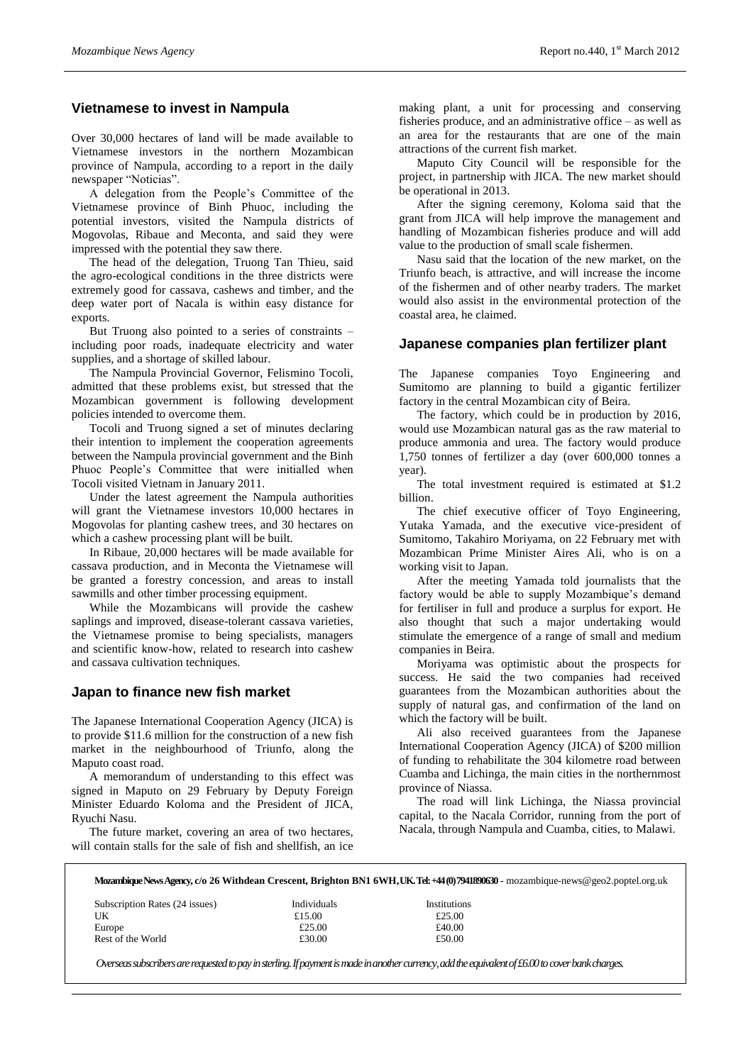## Vietnamese to invest in Nampula

Over 30,000 hectares of land will be made available to Vietnamese investors in the northern Mozambican province of Nampula, according to a report in the daily newspaper "Noticias".

A delegation from the People's Committee of the Vietnamese province of Binh Phuoc, including the potential investors, visited the Nampula districts of Mogovolas, Ribaue and Meconta, and said they were impressed with the potential they saw there.

The head of the delegation, Truong Tan Thieu, said the agro-ecological conditions in the three districts were extremely good for cassava, cashews and timber, and the deep water port of Nacala is within easy distance for exports.

But Truong also pointed to a series of constraints – including poor roads, inadequate electricity and water supplies, and a shortage of skilled labour.

The Nampula Provincial Governor, Felismino Tocoli, admitted that these problems exist, but stressed that the Mozambican government is following development policies intended to overcome them.

Tocoli and Truong signed a set of minutes declaring their intention to implement the cooperation agreements between the Nampula provincial government and the Binh Phuoc People's Committee that were initialled when Tocoli visited Vietnam in January 2011.

Under the latest agreement the Nampula authorities will grant the Vietnamese investors 10,000 hectares in Mogovolas for planting cashew trees, and 30 hectares on which a cashew processing plant will be built.

In Ribaue, 20,000 hectares will be made available for cassava production, and in Meconta the Vietnamese will be granted a forestry concession, and areas to install sawmills and other timber processing equipment.

While the Mozambicans will provide the cashew saplings and improved, disease-tolerant cassava varieties, the Vietnamese promise to being specialists, managers and scientific know-how, related to research into cashew and cassava cultivation techniques.

## Japan to finance new fish market

The Japanese International Cooperation Agency (JICA) is to provide $11.6 million for the construction of a new fish market in the neighbourhood of Triunfo, along the Maputo coast road.

A memorandum of understanding to this effect was signed in Maputo on 29 February by Deputy Foreign Minister Eduardo Koloma and the President of JICA, Ryuchi Nasu.

The future market, covering an area of two hectares, will contain stalls for the sale of fish and shellfish, an ice making plant, a unit for processing and conserving fisheries produce, and an administrative office – as well as an area for the restaurants that are one of the main attractions of the current fish market.

Maputo City Council will be responsible for the project, in partnership with JICA. The new market should be operational in 2013.

After the signing ceremony, Koloma said that the grant from JICA will help improve the management and handling of Mozambican fisheries produce and will add value to the production of small scale fishermen.

Nasu said that the location of the new market, on the Triunfo beach, is attractive, and will increase the income of the fishermen and of other nearby traders. The market would also assist in the environmental protection of the coastal area, he claimed.

## Japanese companies plan fertilizer plant

The Japanese companies Toyo Engineering and Sumitomo are planning to build a gigantic fertilizer factory in the central Mozambican city of Beira.

The factory, which could be in production by 2016, would use Mozambican natural gas as the raw material to produce ammonia and urea. The factory would produce 1,750 tonnes of fertilizer a day (over 600,000 tonnes a year).

The total investment required is estimated at $1.2 billion.

The chief executive officer of Toyo Engineering, Yutaka Yamada, and the executive vice-president of Sumitomo, Takahiro Moriyama, on 22 February met with Mozambican Prime Minister Aires Ali, who is on a working visit to Japan.

After the meeting Yamada told journalists that the factory would be able to supply Mozambique's demand for fertiliser in full and produce a surplus for export. He also thought that such a major undertaking would stimulate the emergence of a range of small and medium companies in Beira.

Moriyama was optimistic about the prospects for success. He said the two companies had received guarantees from the Mozambican authorities about the supply of natural gas, and confirmation of the land on which the factory will be built.

Ali also received guarantees from the Japanese International Cooperation Agency (JICA) of $200 million of funding to rehabilitate the 304 kilometre road between Cuamba and Lichinga, the main cities in the northernmost province of Niassa.

The road will link Lichinga, the Niassa provincial capital, to the Nacala Corridor, running from the port of Nacala, through Nampula and Cuamba, cities, to Malawi.

**Mozambique News Agency, c/o 26 Withdean Crescent, Brighton BN1 6WH, UK. Tel: +44 (0)7941890630** - mozambique-news@geo2.poptel.org.uk

| Subscription Rates (24 issues) | Individuals | Institutions |
|---|---|---|
| UK | £15.00 | £25.00 |
| Europe | £25.00 | £40.00 |
| Rest of the World | £30.00 | £50.00 |

*Overseas subscribers are requested to pay in sterling. If payment is made in another currency, add the equivalent of £6.00 to cover bank charges.*